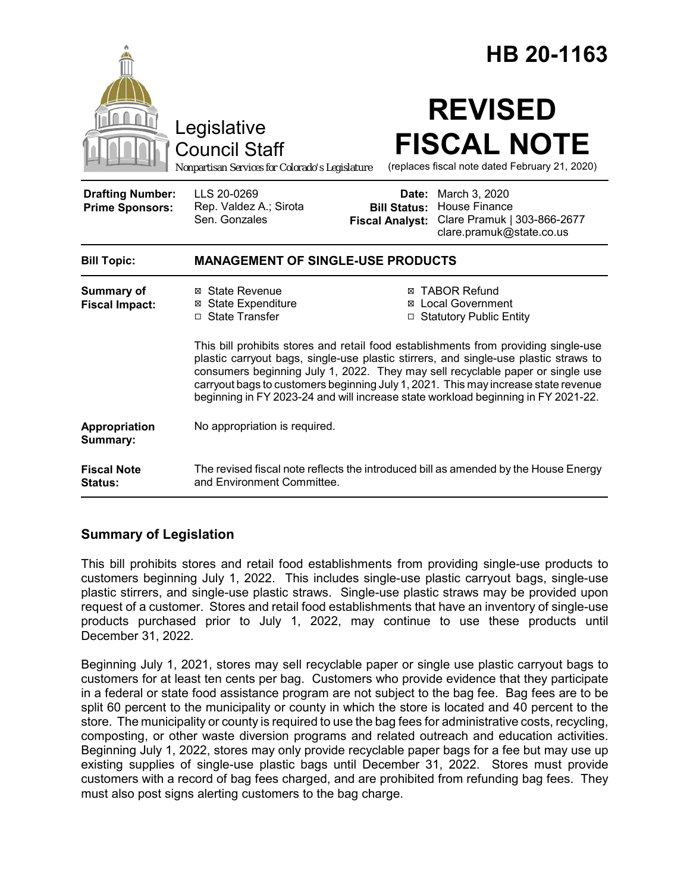# HB 20-1163

Legislative Council Staff

Nonpartisan Services for Colorado's Legislature

# REVISED FISCAL NOTE

(replaces fiscal note dated February 21, 2020)

| | | | |
|---|---|---|---|
| **Drafting Number:** | LLS 20-0269 | **Date:** | March 3, 2020 |
| **Prime Sponsors:** | Rep. Valdez A.; Sirota<br>Sen. Gonzales | **Bill Status:** | House Finance |
| | | **Fiscal Analyst:** | Clare Pramuk \| 303-866-2677<br>clare.pramuk@state.co.us |

| | |
|---|---|
| **Bill Topic:** | **MANAGEMENT OF SINGLE-USE PRODUCTS** |
| **Summary of Fiscal Impact:** | ☒ State Revenue<br>☒ State Expenditure<br>☐ State Transfer<br>☒ TABOR Refund<br>☒ Local Government<br>☐ Statutory Public Entity<br><br>This bill prohibits stores and retail food establishments from providing single-use plastic carryout bags, single-use plastic stirrers, and single-use plastic straws to consumers beginning July 1, 2022. They may sell recyclable paper or single use carryout bags to customers beginning July 1, 2021. This may increase state revenue beginning in FY 2023-24 and will increase state workload beginning in FY 2021-22. |
| **Appropriation Summary:** | No appropriation is required. |
| **Fiscal Note Status:** | The revised fiscal note reflects the introduced bill as amended by the House Energy and Environment Committee. |

## Summary of Legislation

This bill prohibits stores and retail food establishments from providing single-use products to customers beginning July 1, 2022. This includes single-use plastic carryout bags, single-use plastic stirrers, and single-use plastic straws. Single-use plastic straws may be provided upon request of a customer. Stores and retail food establishments that have an inventory of single-use products purchased prior to July 1, 2022, may continue to use these products until December 31, 2022.

Beginning July 1, 2021, stores may sell recyclable paper or single use plastic carryout bags to customers for at least ten cents per bag. Customers who provide evidence that they participate in a federal or state food assistance program are not subject to the bag fee. Bag fees are to be split 60 percent to the municipality or county in which the store is located and 40 percent to the store. The municipality or county is required to use the bag fees for administrative costs, recycling, composting, or other waste diversion programs and related outreach and education activities. Beginning July 1, 2022, stores may only provide recyclable paper bags for a fee but may use up existing supplies of single-use plastic bags until December 31, 2022. Stores must provide customers with a record of bag fees charged, and are prohibited from refunding bag fees. They must also post signs alerting customers to the bag charge.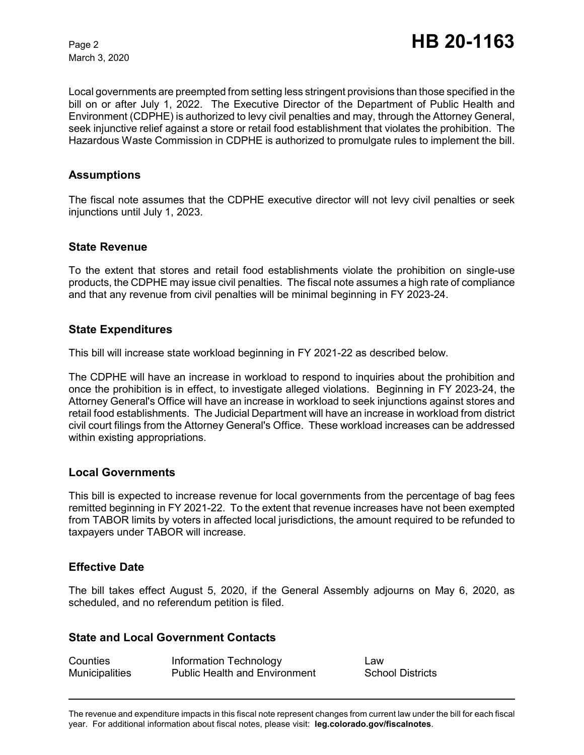Local governments are preempted from setting less stringent provisions than those specified in the bill on or after July 1, 2022. The Executive Director of the Department of Public Health and Environment (CDPHE) is authorized to levy civil penalties and may, through the Attorney General, seek injunctive relief against a store or retail food establishment that violates the prohibition. The Hazardous Waste Commission in CDPHE is authorized to promulgate rules to implement the bill.

## Assumptions

The fiscal note assumes that the CDPHE executive director will not levy civil penalties or seek injunctions until July 1, 2023.

## State Revenue

To the extent that stores and retail food establishments violate the prohibition on single-use products, the CDPHE may issue civil penalties. The fiscal note assumes a high rate of compliance and that any revenue from civil penalties will be minimal beginning in FY 2023-24.

## State Expenditures

This bill will increase state workload beginning in FY 2021-22 as described below.

The CDPHE will have an increase in workload to respond to inquiries about the prohibition and once the prohibition is in effect, to investigate alleged violations. Beginning in FY 2023-24, the Attorney General's Office will have an increase in workload to seek injunctions against stores and retail food establishments. The Judicial Department will have an increase in workload from district civil court filings from the Attorney General's Office. These workload increases can be addressed within existing appropriations.

## Local Governments

This bill is expected to increase revenue for local governments from the percentage of bag fees remitted beginning in FY 2021-22. To the extent that revenue increases have not been exempted from TABOR limits by voters in affected local jurisdictions, the amount required to be refunded to taxpayers under TABOR will increase.

## Effective Date

The bill takes effect August 5, 2020, if the General Assembly adjourns on May 6, 2020, as scheduled, and no referendum petition is filed.

## State and Local Government Contacts

| | | |
|---|---|---|
| Counties | Information Technology | Law |
| Municipalities | Public Health and Environment | School Districts |

The revenue and expenditure impacts in this fiscal note represent changes from current law under the bill for each fiscal year. For additional information about fiscal notes, please visit: **leg.colorado.gov/fiscalnotes**.